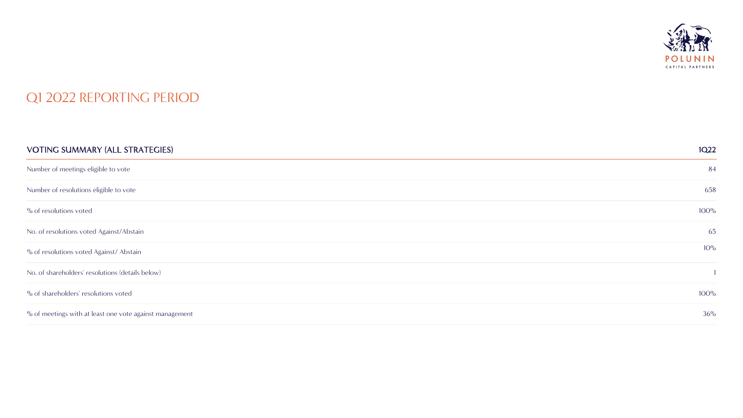POLUNIN
CAPITAL PARTNERS

# Q1 2022 REPORTING PERIOD

| VOTING SUMMARY (ALL STRATEGIES) | 1Q22 |
|---|---|
| Number of meetings eligible to vote | 84 |
| Number of resolutions eligible to vote | 658 |
| % of resolutions voted | 100% |
| No. of resolutions voted Against/Abstain | 65 |
| % of resolutions voted Against/ Abstain | 10% |
| No. of shareholders' resolutions (details below) | 1 |
| % of shareholders' resolutions voted | 100% |
| % of meetings with at least one vote against management | 36% |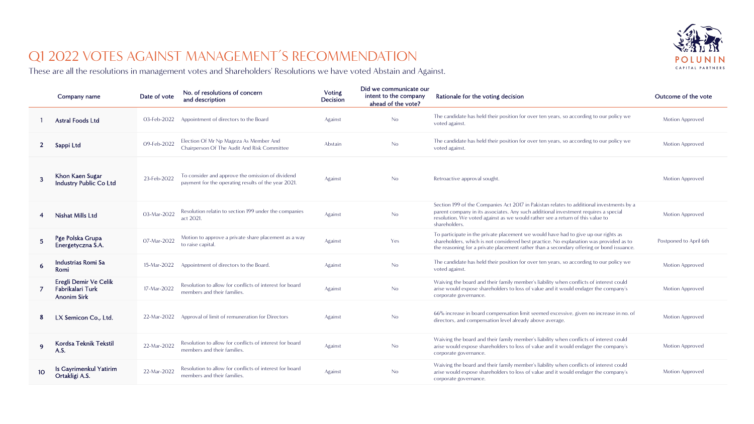# Q1 2022 VOTES AGAINST MANAGEMENT´S RECOMMENDATION

These are all the resolutions in management votes and Shareholders' Resolutions we have voted Abstain and Against.

| | Company name | Date of vote | No. of resolutions of concern and description | Voting Decision | Did we communicate our intent to the company ahead of the vote? | Rationale for the voting decision | Outcome of the vote |
|---|---|---|---|---|---|---|---|
| 1 | Astral Foods Ltd | 03-Feb-2022 | Appointment of directors to the Board | Against | No | The candidate has held their position for over ten years, so according to our policy we voted against. | Motion Approved |
| 2 | Sappi Ltd | 09-Feb-2022 | Election Of Mr Np Mageza As Member And Chairperson Of The Audit And Risk Committee | Abstain | No | The candidate has held their position for over ten years, so according to our policy we voted against. | Motion Approved |
| 3 | Khon Kaen Sugar Industry Public Co Ltd | 23-Feb-2022 | To consider and approve the omission of dividend payment for the operating results of the year 2021. | Against | No | Retroactive approval sought. | Motion Approved |
| 4 | Nishat Mills Ltd | 03-Mar-2022 | Resolution relatin to section 199 under the companies act 2021. | Against | No | Section 199 of the Companies Act 2017 in Pakistan relates to additional investments by a parent company in its associates. Any such additional investment requires a special resolution. We voted against as we would rather see a return of this value to shareholders. | Motion Approved |
| 5 | Pge Polska Grupa Energetyczna S.A. | 07-Mar-2022 | Motion to approve a private share placement as a way to raise capital. | Against | Yes | To participate in the private placement we would have had to give up our rights as shareholders, which is not considered best practice. No explanation was provided as to the reasoning for a private placement rather than a secondary offering or bond issuance. | Postponed to April 6th |
| 6 | Industrias Romi Sa Romi | 15-Mar-2022 | Appointment of directors to the Board. | Against | No | The candidate has held their position for over ten years, so according to our policy we voted against. | Motion Approved |
| 7 | Eregli Demir Ve Celik Fabrikalari Turk Anonim Sirk | 17-Mar-2022 | Resolution to allow for conflicts of interest for board members and their families. | Against | No | Waiving the board and their family member's liability when conflicts of interest could arise would expose shareholders to loss of value and it would endager the company's corporate governance. | Motion Approved |
| 8 | LX Semicon Co., Ltd. | 22-Mar-2022 | Approval of limit of remuneration for Directors | Against | No | 66% increase in board compensation limit seemed excessive, given no increase in no. of directors, and compensation level already above average. | Motion Approved |
| 9 | Kordsa Teknik Tekstil A.S. | 22-Mar-2022 | Resolution to allow for conflicts of interest for board members and their families. | Against | No | Waiving the board and their family member's liability when conflicts of interest could arise would expose shareholders to loss of value and it would endager the company's corporate governance. | Motion Approved |
| 10 | Is Gayrimenkul Yatirim Ortakligi A.S. | 22-Mar-2022 | Resolution to allow for conflicts of interest for board members and their families. | Against | No | Waiving the board and their family member's liability when conflicts of interest could arise would expose shareholders to loss of value and it would endager the company's corporate governance. | Motion Approved |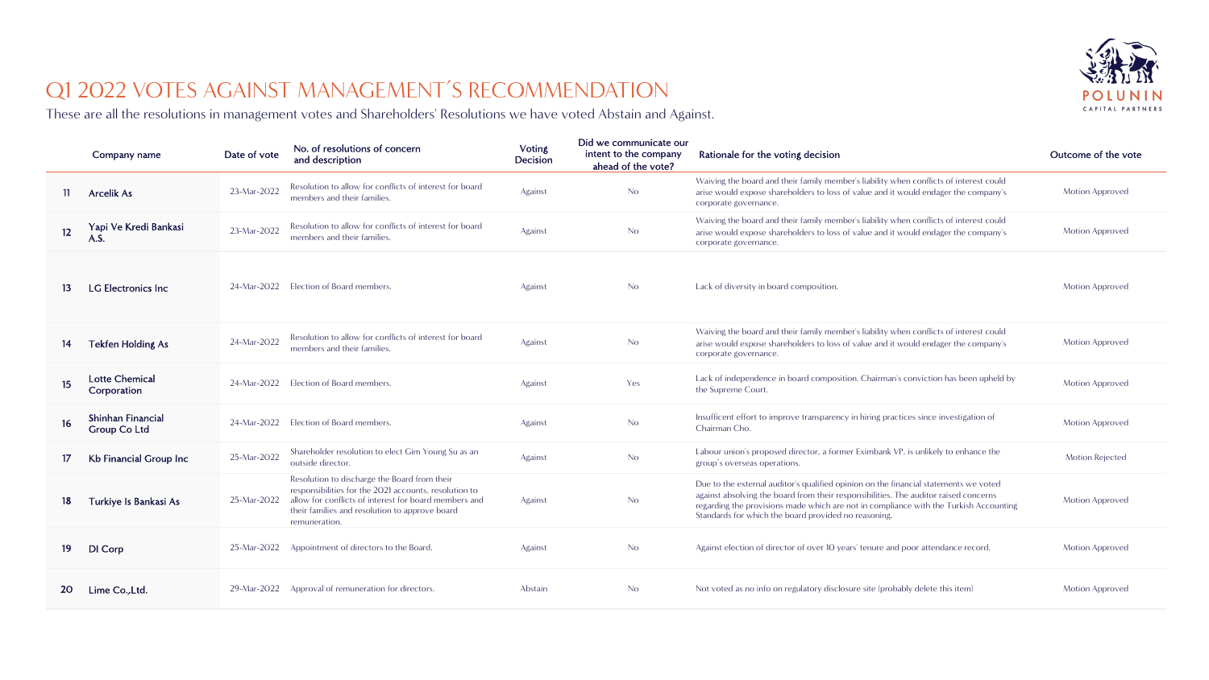# Q1 2022 VOTES AGAINST MANAGEMENT´S RECOMMENDATION

These are all the resolutions in management votes and Shareholders' Resolutions we have voted Abstain and Against.

| | Company name | Date of vote | No. of resolutions of concern and description | Voting Decision | Did we communicate our intent to the company ahead of the vote? | Rationale for the voting decision | Outcome of the vote |
|---|---|---|---|---|---|---|---|
| 11 | Arcelik As | 23-Mar-2022 | Resolution to allow for conflicts of interest for board members and their families. | Against | No | Waiving the board and their family member's liability when conflicts of interest could arise would expose shareholders to loss of value and it would endager the company's corporate governance. | Motion Approved |
| 12 | Yapi Ve Kredi Bankasi A.S. | 23-Mar-2022 | Resolution to allow for conflicts of interest for board members and their families. | Against | No | Waiving the board and their family member's liability when conflicts of interest could arise would expose shareholders to loss of value and it would endager the company's corporate governance. | Motion Approved |
| 13 | LG Electronics Inc | 24-Mar-2022 | Election of Board members. | Against | No | Lack of diversity in board composition. | Motion Approved |
| 14 | Tekfen Holding As | 24-Mar-2022 | Resolution to allow for conflicts of interest for board members and their families. | Against | No | Waiving the board and their family member's liability when conflicts of interest could arise would expose shareholders to loss of value and it would endager the company's corporate governance. | Motion Approved |
| 15 | Lotte Chemical Corporation | 24-Mar-2022 | Election of Board members. | Against | Yes | Lack of independence in board composition. Chairman's conviction has been upheld by the Supreme Court. | Motion Approved |
| 16 | Shinhan Financial Group Co Ltd | 24-Mar-2022 | Election of Board members. | Against | No | Insufficent effort to improve transparency in hiring practices since investigation of Chairman Cho. | Motion Approved |
| 17 | Kb Financial Group Inc | 25-Mar-2022 | Shareholder resolution to elect Gim Young Su as an outside director. | Against | No | Labour union's proposed director, a former Eximbank VP, is unlikely to enhance the group´s overseas operations. | Motion Rejected |
| 18 | Turkiye Is Bankasi As | 25-Mar-2022 | Resolution to discharge the Board from their responsibilities for the 2021 accounts, resolution to allow for conflicts of interest for board members and their families and resolution to approve board remuneration. | Against | No | Due to the external auditor's qualified opinion on the financial statements we voted against absolving the board from their responsibilities. The auditor raised concerns regarding the provisions made which are not in compliance with the Turkish Accounting Standards for which the board provided no reasoning. | Motion Approved |
| 19 | DI Corp | 25-Mar-2022 | Appointment of directors to the Board. | Against | No | Against election of director of over 10 years' tenure and poor attendance record. | Motion Approved |
| 20 | Lime Co.,Ltd. | 29-Mar-2022 | Approval of remuneration for directors. | Abstain | No | Not voted as no info on regulatory disclosure site (probably delete this item) | Motion Approved |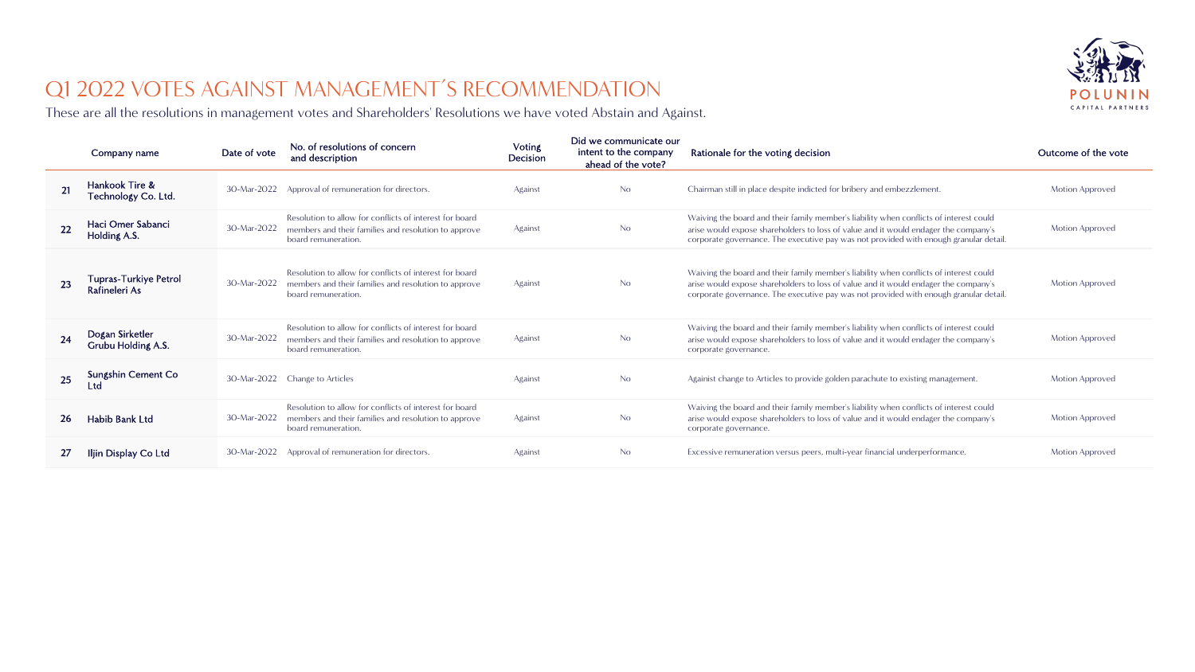# Q1 2022 VOTES AGAINST MANAGEMENT´S RECOMMENDATION

These are all the resolutions in management votes and Shareholders' Resolutions we have voted Abstain and Against.

| | Company name | Date of vote | No. of resolutions of concern and description | Voting Decision | Did we communicate our intent to the company ahead of the vote? | Rationale for the voting decision | Outcome of the vote |
|---|---|---|---|---|---|---|---|
| 21 | Hankook Tire & Technology Co. Ltd. | 30-Mar-2022 | Approval of remuneration for directors. | Against | No | Chairman still in place despite indicted for bribery and embezzlement. | Motion Approved |
| 22 | Haci Omer Sabanci Holding A.S. | 30-Mar-2022 | Resolution to allow for conflicts of interest for board members and their families and resolution to approve board remuneration. | Against | No | Waiving the board and their family member's liability when conflicts of interest could arise would expose shareholders to loss of value and it would endager the company's corporate governance. The executive pay was not provided with enough granular detail. | Motion Approved |
| 23 | Tupras-Turkiye Petrol Rafineleri As | 30-Mar-2022 | Resolution to allow for conflicts of interest for board members and their families and resolution to approve board remuneration. | Against | No | Waiving the board and their family member's liability when conflicts of interest could arise would expose shareholders to loss of value and it would endager the company's corporate governance. The executive pay was not provided with enough granular detail. | Motion Approved |
| 24 | Dogan Sirketler Grubu Holding A.S. | 30-Mar-2022 | Resolution to allow for conflicts of interest for board members and their families and resolution to approve board remuneration. | Against | No | Waiving the board and their family member's liability when conflicts of interest could arise would expose shareholders to loss of value and it would endager the company's corporate governance. | Motion Approved |
| 25 | Sungshin Cement Co Ltd | 30-Mar-2022 | Change to Articles | Against | No | Agaiinst change to Articles to provide golden parachute to existing management. | Motion Approved |
| 26 | Habib Bank Ltd | 30-Mar-2022 | Resolution to allow for conflicts of interest for board members and their families and resolution to approve board remuneration. | Against | No | Waiving the board and their family member's liability when conflicts of interest could arise would expose shareholders to loss of value and it would endager the company's corporate governance. | Motion Approved |
| 27 | Iljin Display Co Ltd | 30-Mar-2022 | Approval of remuneration for directors. | Against | No | Excessive remuneration versus peers, multi-year financial underperformance. | Motion Approved |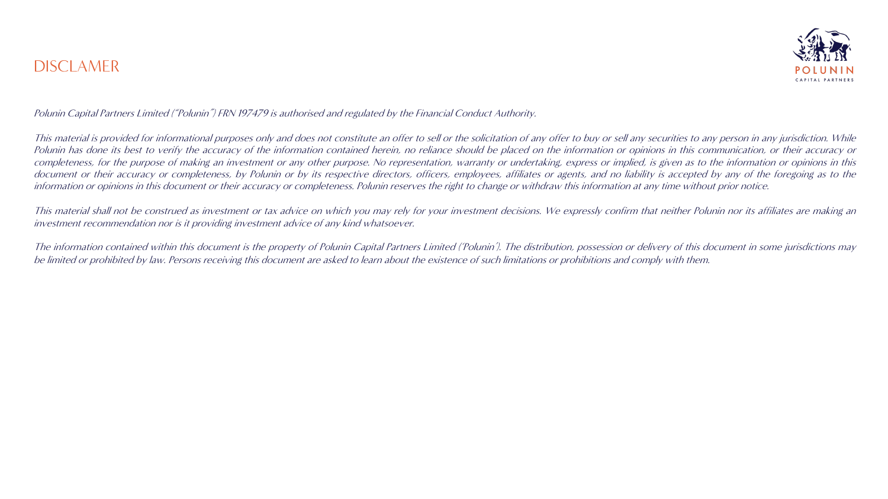# DISCLAMER

*Polunin Capital Partners Limited ("Polunin") FRN 197479 is authorised and regulated by the Financial Conduct Authority.*

*This material is provided for informational purposes only and does not constitute an offer to sell or the solicitation of any offer to buy or sell any securities to any person in any jurisdiction. While Polunin has done its best to verify the accuracy of the information contained herein, no reliance should be placed on the information or opinions in this communication, or their accuracy or completeness, for the purpose of making an investment or any other purpose. No representation, warranty or undertaking, express or implied, is given as to the information or opinions in this document or their accuracy or completeness, by Polunin or by its respective directors, officers, employees, affiliates or agents, and no liability is accepted by any of the foregoing as to the information or opinions in this document or their accuracy or completeness. Polunin reserves the right to change or withdraw this information at any time without prior notice.*

*This material shall not be construed as investment or tax advice on which you may rely for your investment decisions. We expressly confirm that neither Polunin nor its affiliates are making an investment recommendation nor is it providing investment advice of any kind whatsoever.*

*The information contained within this document is the property of Polunin Capital Partners Limited ('Polunin'). The distribution, possession or delivery of this document in some jurisdictions may be limited or prohibited by law. Persons receiving this document are asked to learn about the existence of such limitations or prohibitions and comply with them.*